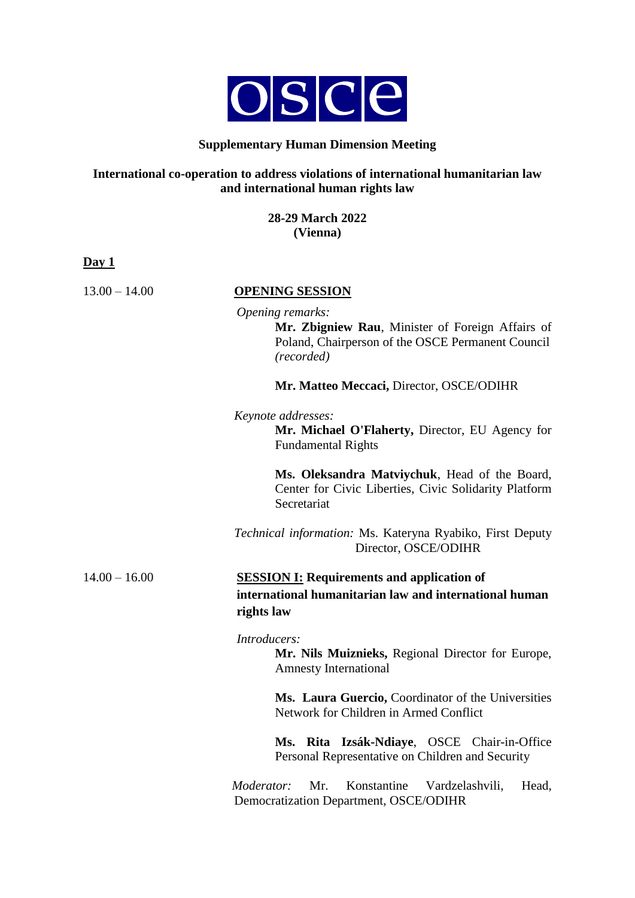OSCE

**Supplementary Human Dimension Meeting**

**International co-operation to address violations of international humanitarian law and international human rights law**

**28-29 March 2022**
**(Vienna)**

**Day 1**

13.00 – 14.00

**OPENING SESSION**

*Opening remarks:*

**Mr. Zbigniew Rau**, Minister of Foreign Affairs of Poland, Chairperson of the OSCE Permanent Council *(recorded)*

**Mr. Matteo Meccaci,** Director, OSCE/ODIHR

*Keynote addresses:*

**Mr. Michael O'Flaherty,** Director, EU Agency for Fundamental Rights

**Ms. Oleksandra Matviychuk**, Head of the Board, Center for Civic Liberties, Civic Solidarity Platform Secretariat

*Technical information:* Ms. Kateryna Ryabiko, First Deputy Director, OSCE/ODIHR

14.00 – 16.00

**SESSION I: Requirements and application of international humanitarian law and international human rights law**

*Introducers:*

**Mr. Nils Muiznieks,** Regional Director for Europe, Amnesty International

**Ms. Laura Guercio,** Coordinator of the Universities Network for Children in Armed Conflict

**Ms. Rita Izsák-Ndiaye**, OSCE Chair-in-Office Personal Representative on Children and Security

*Moderator:* Mr. Konstantine Vardzelashvili, Head, Democratization Department, OSCE/ODIHR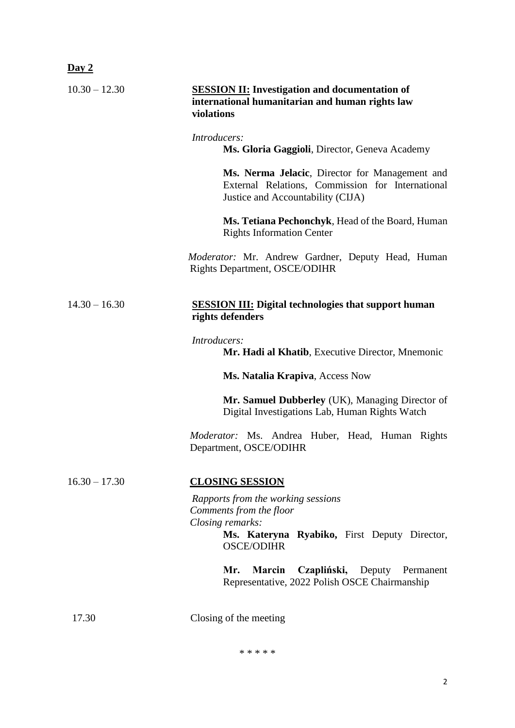**<u>Day 2</u>**

10.30 – 12.30 **<u>SESSION II:</u> Investigation and documentation of international humanitarian and human rights law violations**

*Introducers:*

**Ms. Gloria Gaggioli**, Director, Geneva Academy

**Ms. Nerma Jelacic**, Director for Management and External Relations, Commission for International Justice and Accountability (CIJA)

**Ms. Tetiana Pechonchyk**, Head of the Board, Human Rights Information Center

*Moderator:* Mr. Andrew Gardner, Deputy Head, Human Rights Department, OSCE/ODIHR

14.30 – 16.30 **<u>SESSION III:</u> Digital technologies that support human rights defenders**

*Introducers:*

**Mr. Hadi al Khatib**, Executive Director, Mnemonic

**Ms. Natalia Krapiva**, Access Now

**Mr. Samuel Dubberley** (UK), Managing Director of Digital Investigations Lab, Human Rights Watch

*Moderator:* Ms. Andrea Huber, Head, Human Rights Department, OSCE/ODIHR

16.30 – 17.30 **<u>CLOSING SESSION</u>**

*Rapports from the working sessions*
*Comments from the floor*
*Closing remarks:*

**Ms. Kateryna Ryabiko,** First Deputy Director, OSCE/ODIHR

**Mr. Marcin Czapliński,** Deputy Permanent Representative, 2022 Polish OSCE Chairmanship

17.30 Closing of the meeting

* * * * *